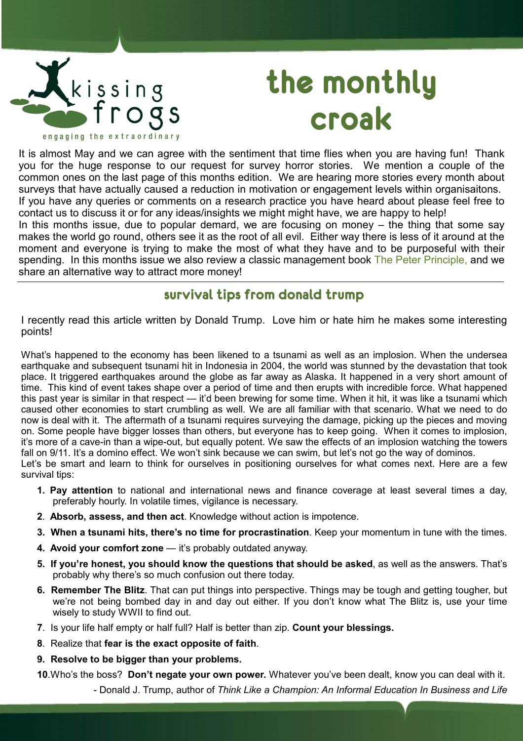kissing frogs

engaging the extraordinary

# the monthly croak

It is almost May and we can agree with the sentiment that time flies when you are having fun! Thank you for the huge response to our request for survey horror stories. We mention a couple of the common ones on the last page of this months edition. We are hearing more stories every month about surveys that have actually caused a reduction in motivation or engagement levels within organisaitons. If you have any queries or comments on a research practice you have heard about please feel free to contact us to discuss it or for any ideas/insights we might might have, we are happy to help!

In this months issue, due to popular demand, we are focusing on money – the thing that some say makes the world go round, others see it as the root of all evil. Either way there is less of it around at the moment and everyone is trying to make the most of what they have and to be purposeful with their spending. In this months issue we also review a classic management book The Peter Principle, and we share an alternative way to attract more money!

---

## survival tips from donald trump

I recently read this article written by Donald Trump. Love him or hate him he makes some interesting points!

What's happened to the economy has been likened to a tsunami as well as an implosion. When the undersea earthquake and subsequent tsunami hit in Indonesia in 2004, the world was stunned by the devastation that took place. It triggered earthquakes around the globe as far away as Alaska. It happened in a very short amount of time. This kind of event takes shape over a period of time and then erupts with incredible force. What happened this past year is similar in that respect — it'd been brewing for some time. When it hit, it was like a tsunami which caused other economies to start crumbling as well. We are all familiar with that scenario. What we need to do now is deal with it. The aftermath of a tsunami requires surveying the damage, picking up the pieces and moving on. Some people have bigger losses than others, but everyone has to keep going. When it comes to implosion, it's more of a cave-in than a wipe-out, but equally potent. We saw the effects of an implosion watching the towers fall on 9/11. It's a domino effect. We won't sink because we can swim, but let's not go the way of dominos.
Let's be smart and learn to think for ourselves in positioning ourselves for what comes next. Here are a few survival tips:

1. **Pay attention** to national and international news and finance coverage at least several times a day, preferably hourly. In volatile times, vigilance is necessary.
2. **Absorb, assess, and then act**. Knowledge without action is impotence.
3. **When a tsunami hits, there's no time for procrastination**. Keep your momentum in tune with the times.
4. **Avoid your comfort zone** — it's probably outdated anyway.
5. **If you're honest, you should know the questions that should be asked**, as well as the answers. That's probably why there's so much confusion out there today.
6. **Remember The Blitz**. That can put things into perspective. Things may be tough and getting tougher, but we're not being bombed day in and day out either. If you don't know what The Blitz is, use your time wisely to study WWII to find out.
7. Is your life half empty or half full? Half is better than zip. **Count your blessings.**
8. Realize that **fear is the exact opposite of faith**.
9. **Resolve to be bigger than your problems.**
10. Who's the boss? **Don't negate your own power.** Whatever you've been dealt, know you can deal with it.

- Donald J. Trump, author of *Think Like a Champion: An Informal Education In Business and Life*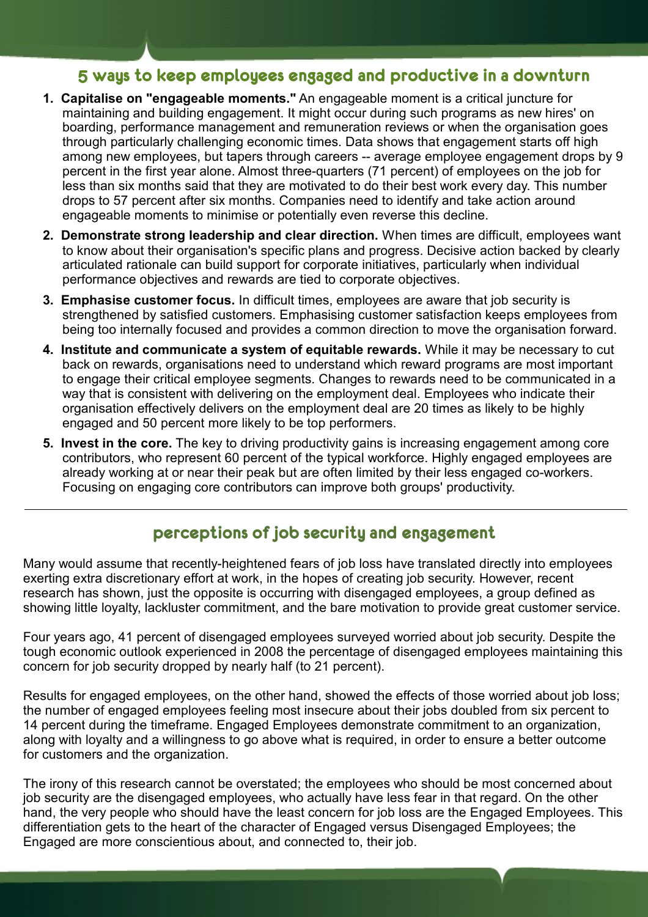## 5 ways to keep employees engaged and productive in a downturn

1. **Capitalise on "engageable moments."** An engageable moment is a critical juncture for maintaining and building engagement. It might occur during such programs as new hires' on boarding, performance management and remuneration reviews or when the organisation goes through particularly challenging economic times. Data shows that engagement starts off high among new employees, but tapers through careers -- average employee engagement drops by 9 percent in the first year alone. Almost three-quarters (71 percent) of employees on the job for less than six months said that they are motivated to do their best work every day. This number drops to 57 percent after six months. Companies need to identify and take action around engageable moments to minimise or potentially even reverse this decline.
2. **Demonstrate strong leadership and clear direction.** When times are difficult, employees want to know about their organisation's specific plans and progress. Decisive action backed by clearly articulated rationale can build support for corporate initiatives, particularly when individual performance objectives and rewards are tied to corporate objectives.
3. **Emphasise customer focus.** In difficult times, employees are aware that job security is strengthened by satisfied customers. Emphasising customer satisfaction keeps employees from being too internally focused and provides a common direction to move the organisation forward.
4. **Institute and communicate a system of equitable rewards.** While it may be necessary to cut back on rewards, organisations need to understand which reward programs are most important to engage their critical employee segments. Changes to rewards need to be communicated in a way that is consistent with delivering on the employment deal. Employees who indicate their organisation effectively delivers on the employment deal are 20 times as likely to be highly engaged and 50 percent more likely to be top performers.
5. **Invest in the core.** The key to driving productivity gains is increasing engagement among core contributors, who represent 60 percent of the typical workforce. Highly engaged employees are already working at or near their peak but are often limited by their less engaged co-workers. Focusing on engaging core contributors can improve both groups' productivity.

---

## perceptions of job security and engagement

Many would assume that recently-heightened fears of job loss have translated directly into employees exerting extra discretionary effort at work, in the hopes of creating job security. However, recent research has shown, just the opposite is occurring with disengaged employees, a group defined as showing little loyalty, lackluster commitment, and the bare motivation to provide great customer service.

Four years ago, 41 percent of disengaged employees surveyed worried about job security. Despite the tough economic outlook experienced in 2008 the percentage of disengaged employees maintaining this concern for job security dropped by nearly half (to 21 percent).

Results for engaged employees, on the other hand, showed the effects of those worried about job loss; the number of engaged employees feeling most insecure about their jobs doubled from six percent to 14 percent during the timeframe. Engaged Employees demonstrate commitment to an organization, along with loyalty and a willingness to go above what is required, in order to ensure a better outcome for customers and the organization.

The irony of this research cannot be overstated; the employees who should be most concerned about job security are the disengaged employees, who actually have less fear in that regard. On the other hand, the very people who should have the least concern for job loss are the Engaged Employees. This differentiation gets to the heart of the character of Engaged versus Disengaged Employees; the Engaged are more conscientious about, and connected to, their job.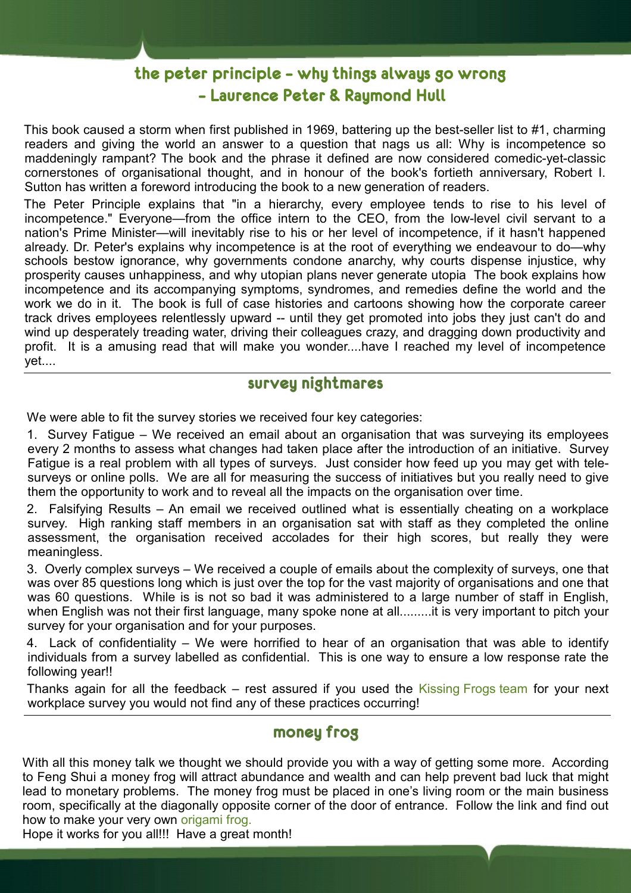## the peter principle - why things always go wrong
## - Laurence Peter & Raymond Hull

This book caused a storm when first published in 1969, battering up the best-seller list to #1, charming readers and giving the world an answer to a question that nags us all: Why is incompetence so maddeningly rampant? The book and the phrase it defined are now considered comedic-yet-classic cornerstones of organisational thought, and in honour of the book's fortieth anniversary, Robert I. Sutton has written a foreword introducing the book to a new generation of readers.

The Peter Principle explains that "in a hierarchy, every employee tends to rise to his level of incompetence." Everyone—from the office intern to the CEO, from the low-level civil servant to a nation's Prime Minister—will inevitably rise to his or her level of incompetence, if it hasn't happened already. Dr. Peter's explains why incompetence is at the root of everything we endeavour to do—why schools bestow ignorance, why governments condone anarchy, why courts dispense injustice, why prosperity causes unhappiness, and why utopian plans never generate utopia The book explains how incompetence and its accompanying symptoms, syndromes, and remedies define the world and the work we do in it. The book is full of case histories and cartoons showing how the corporate career track drives employees relentlessly upward -- until they get promoted into jobs they just can't do and wind up desperately treading water, driving their colleagues crazy, and dragging down productivity and profit. It is a amusing read that will make you wonder....have I reached my level of incompetence yet....

## survey nightmares

We were able to fit the survey stories we received four key categories:

1. Survey Fatigue – We received an email about an organisation that was surveying its employees every 2 months to assess what changes had taken place after the introduction of an initiative. Survey Fatigue is a real problem with all types of surveys. Just consider how feed up you may get with tele-surveys or online polls. We are all for measuring the success of initiatives but you really need to give them the opportunity to work and to reveal all the impacts on the organisation over time.
2. Falsifying Results – An email we received outlined what is essentially cheating on a workplace survey. High ranking staff members in an organisation sat with staff as they completed the online assessment, the organisation received accolades for their high scores, but really they were meaningless.
3. Overly complex surveys – We received a couple of emails about the complexity of surveys, one that was over 85 questions long which is just over the top for the vast majority of organisations and one that was 60 questions. While is is not so bad it was administered to a large number of staff in English, when English was not their first language, many spoke none at all.........it is very important to pitch your survey for your organisation and for your purposes.
4. Lack of confidentiality – We were horrified to hear of an organisation that was able to identify individuals from a survey labelled as confidential. This is one way to ensure a low response rate the following year!!

Thanks again for all the feedback – rest assured if you used the Kissing Frogs team for your next workplace survey you would not find any of these practices occurring!

## money frog

With all this money talk we thought we should provide you with a way of getting some more. According to Feng Shui a money frog will attract abundance and wealth and can help prevent bad luck that might lead to monetary problems. The money frog must be placed in one's living room or the main business room, specifically at the diagonally opposite corner of the door of entrance. Follow the link and find out how to make your very own origami frog.

Hope it works for you all!!! Have a great month!